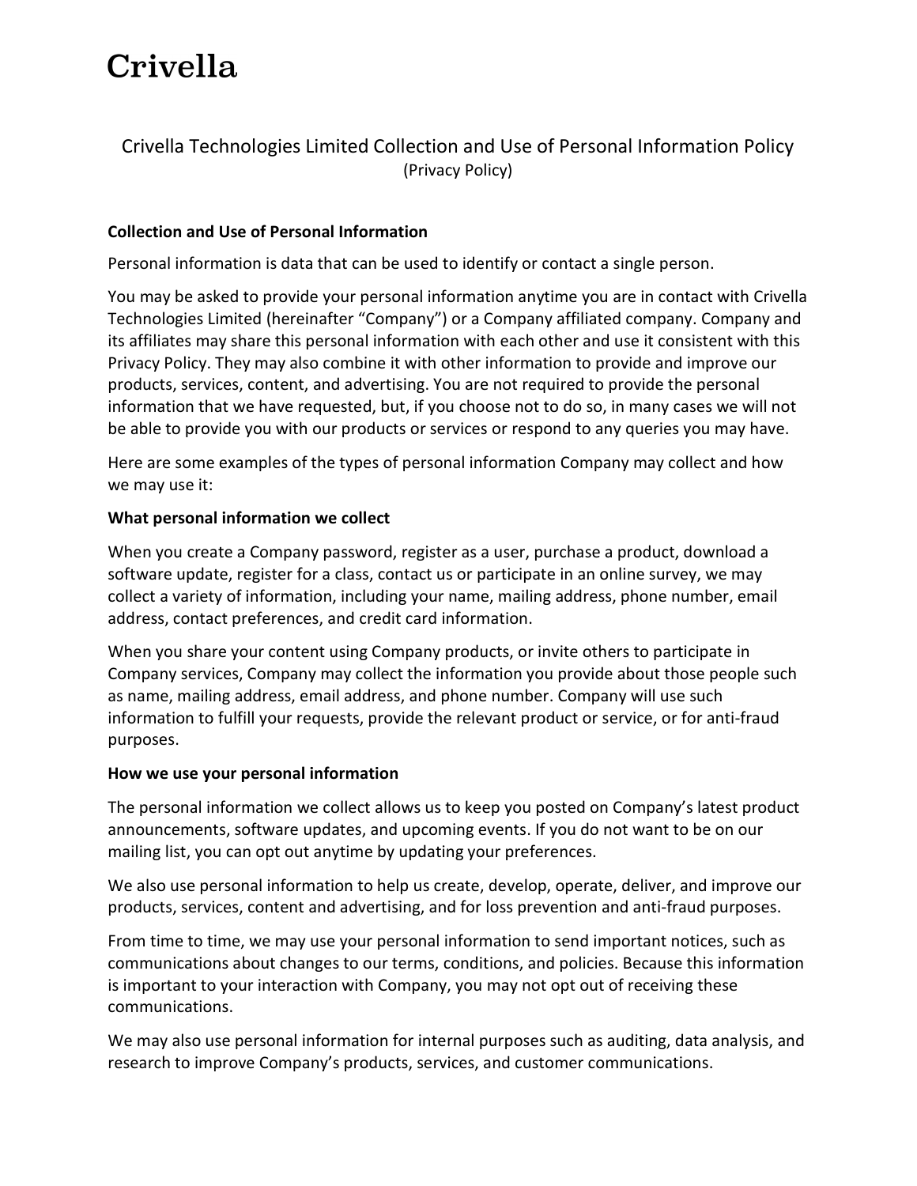# Crivella

## Crivella Technologies Limited Collection and Use of Personal Information Policy
(Privacy Policy)

**Collection and Use of Personal Information**

Personal information is data that can be used to identify or contact a single person.

You may be asked to provide your personal information anytime you are in contact with Crivella Technologies Limited (hereinafter "Company") or a Company affiliated company. Company and its affiliates may share this personal information with each other and use it consistent with this Privacy Policy. They may also combine it with other information to provide and improve our products, services, content, and advertising. You are not required to provide the personal information that we have requested, but, if you choose not to do so, in many cases we will not be able to provide you with our products or services or respond to any queries you may have.

Here are some examples of the types of personal information Company may collect and how we may use it:

**What personal information we collect**

When you create a Company password, register as a user, purchase a product, download a software update, register for a class, contact us or participate in an online survey, we may collect a variety of information, including your name, mailing address, phone number, email address, contact preferences, and credit card information.

When you share your content using Company products, or invite others to participate in Company services, Company may collect the information you provide about those people such as name, mailing address, email address, and phone number. Company will use such information to fulfill your requests, provide the relevant product or service, or for anti-fraud purposes.

**How we use your personal information**

The personal information we collect allows us to keep you posted on Company's latest product announcements, software updates, and upcoming events. If you do not want to be on our mailing list, you can opt out anytime by updating your preferences.

We also use personal information to help us create, develop, operate, deliver, and improve our products, services, content and advertising, and for loss prevention and anti-fraud purposes.

From time to time, we may use your personal information to send important notices, such as communications about changes to our terms, conditions, and policies. Because this information is important to your interaction with Company, you may not opt out of receiving these communications.

We may also use personal information for internal purposes such as auditing, data analysis, and research to improve Company's products, services, and customer communications.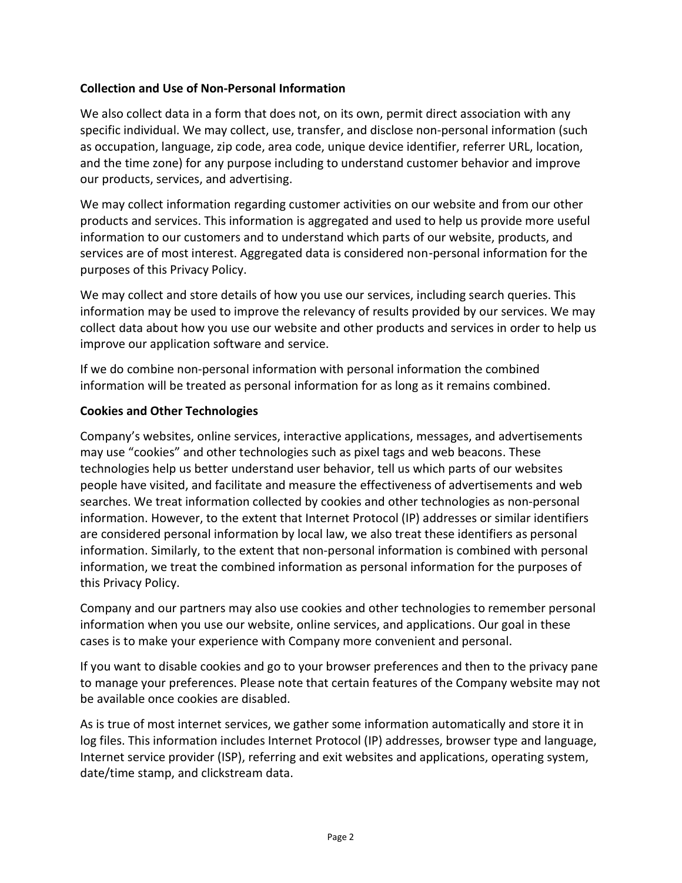**Collection and Use of Non-Personal Information**

We also collect data in a form that does not, on its own, permit direct association with any specific individual. We may collect, use, transfer, and disclose non-personal information (such as occupation, language, zip code, area code, unique device identifier, referrer URL, location, and the time zone) for any purpose including to understand customer behavior and improve our products, services, and advertising.

We may collect information regarding customer activities on our website and from our other products and services. This information is aggregated and used to help us provide more useful information to our customers and to understand which parts of our website, products, and services are of most interest. Aggregated data is considered non-personal information for the purposes of this Privacy Policy.

We may collect and store details of how you use our services, including search queries. This information may be used to improve the relevancy of results provided by our services. We may collect data about how you use our website and other products and services in order to help us improve our application software and service.

If we do combine non-personal information with personal information the combined information will be treated as personal information for as long as it remains combined.

**Cookies and Other Technologies**

Company's websites, online services, interactive applications, messages, and advertisements may use "cookies" and other technologies such as pixel tags and web beacons. These technologies help us better understand user behavior, tell us which parts of our websites people have visited, and facilitate and measure the effectiveness of advertisements and web searches. We treat information collected by cookies and other technologies as non-personal information. However, to the extent that Internet Protocol (IP) addresses or similar identifiers are considered personal information by local law, we also treat these identifiers as personal information. Similarly, to the extent that non-personal information is combined with personal information, we treat the combined information as personal information for the purposes of this Privacy Policy.

Company and our partners may also use cookies and other technologies to remember personal information when you use our website, online services, and applications. Our goal in these cases is to make your experience with Company more convenient and personal.

If you want to disable cookies and go to your browser preferences and then to the privacy pane to manage your preferences. Please note that certain features of the Company website may not be available once cookies are disabled.

As is true of most internet services, we gather some information automatically and store it in log files. This information includes Internet Protocol (IP) addresses, browser type and language, Internet service provider (ISP), referring and exit websites and applications, operating system, date/time stamp, and clickstream data.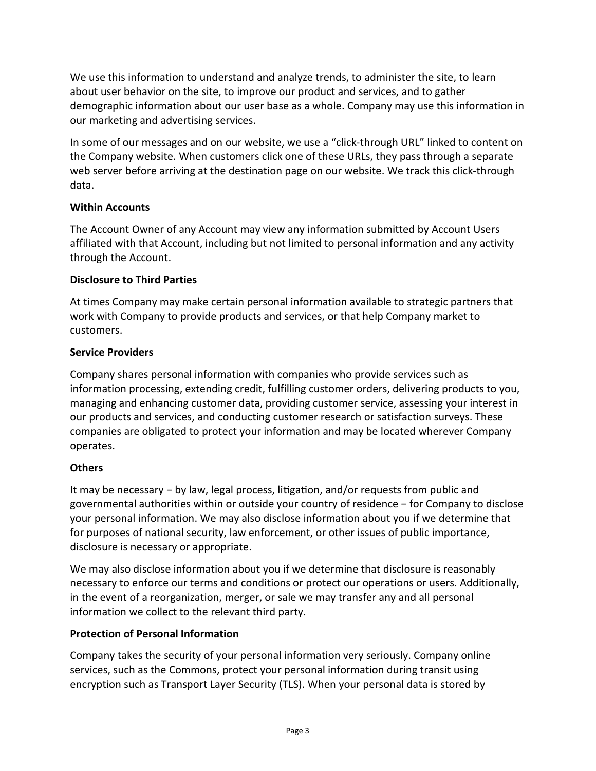We use this information to understand and analyze trends, to administer the site, to learn about user behavior on the site, to improve our product and services, and to gather demographic information about our user base as a whole. Company may use this information in our marketing and advertising services.

In some of our messages and on our website, we use a "click-through URL" linked to content on the Company website. When customers click one of these URLs, they pass through a separate web server before arriving at the destination page on our website. We track this click-through data.

**Within Accounts**

The Account Owner of any Account may view any information submitted by Account Users affiliated with that Account, including but not limited to personal information and any activity through the Account.

**Disclosure to Third Parties**

At times Company may make certain personal information available to strategic partners that work with Company to provide products and services, or that help Company market to customers.

**Service Providers**

Company shares personal information with companies who provide services such as information processing, extending credit, fulfilling customer orders, delivering products to you, managing and enhancing customer data, providing customer service, assessing your interest in our products and services, and conducting customer research or satisfaction surveys. These companies are obligated to protect your information and may be located wherever Company operates.

**Others**

It may be necessary − by law, legal process, litigation, and/or requests from public and governmental authorities within or outside your country of residence − for Company to disclose your personal information. We may also disclose information about you if we determine that for purposes of national security, law enforcement, or other issues of public importance, disclosure is necessary or appropriate.

We may also disclose information about you if we determine that disclosure is reasonably necessary to enforce our terms and conditions or protect our operations or users. Additionally, in the event of a reorganization, merger, or sale we may transfer any and all personal information we collect to the relevant third party.

**Protection of Personal Information**

Company takes the security of your personal information very seriously. Company online services, such as the Commons, protect your personal information during transit using encryption such as Transport Layer Security (TLS). When your personal data is stored by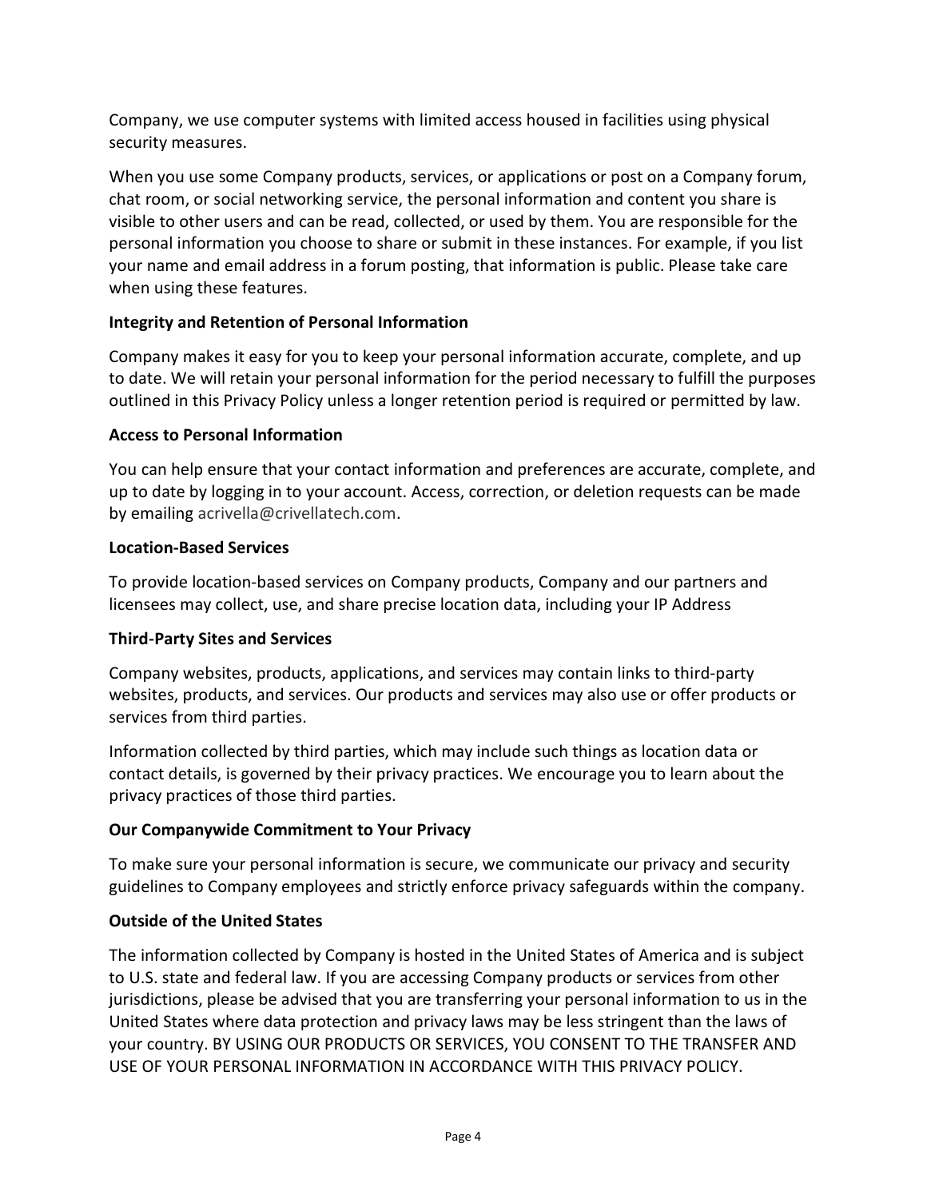Company, we use computer systems with limited access housed in facilities using physical security measures.

When you use some Company products, services, or applications or post on a Company forum, chat room, or social networking service, the personal information and content you share is visible to other users and can be read, collected, or used by them. You are responsible for the personal information you choose to share or submit in these instances. For example, if you list your name and email address in a forum posting, that information is public. Please take care when using these features.

**Integrity and Retention of Personal Information**

Company makes it easy for you to keep your personal information accurate, complete, and up to date. We will retain your personal information for the period necessary to fulfill the purposes outlined in this Privacy Policy unless a longer retention period is required or permitted by law.

**Access to Personal Information**

You can help ensure that your contact information and preferences are accurate, complete, and up to date by logging in to your account. Access, correction, or deletion requests can be made by emailing acrivella@crivellatech.com.

**Location-Based Services**

To provide location-based services on Company products, Company and our partners and licensees may collect, use, and share precise location data, including your IP Address

**Third-Party Sites and Services**

Company websites, products, applications, and services may contain links to third-party websites, products, and services. Our products and services may also use or offer products or services from third parties.

Information collected by third parties, which may include such things as location data or contact details, is governed by their privacy practices. We encourage you to learn about the privacy practices of those third parties.

**Our Companywide Commitment to Your Privacy**

To make sure your personal information is secure, we communicate our privacy and security guidelines to Company employees and strictly enforce privacy safeguards within the company.

**Outside of the United States**

The information collected by Company is hosted in the United States of America and is subject to U.S. state and federal law. If you are accessing Company products or services from other jurisdictions, please be advised that you are transferring your personal information to us in the United States where data protection and privacy laws may be less stringent than the laws of your country. BY USING OUR PRODUCTS OR SERVICES, YOU CONSENT TO THE TRANSFER AND USE OF YOUR PERSONAL INFORMATION IN ACCORDANCE WITH THIS PRIVACY POLICY.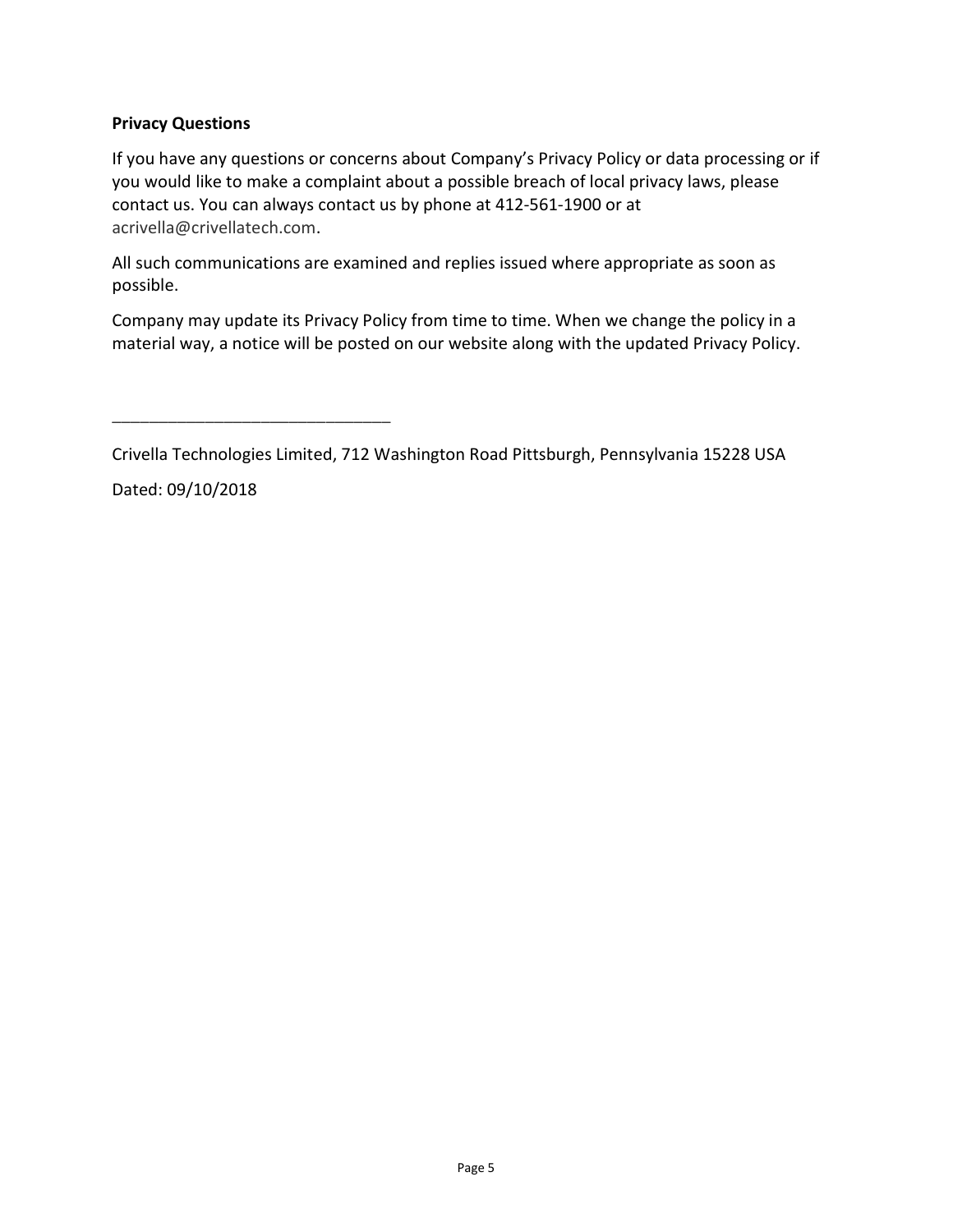**Privacy Questions**

If you have any questions or concerns about Company's Privacy Policy or data processing or if you would like to make a complaint about a possible breach of local privacy laws, please contact us. You can always contact us by phone at 412-561-1900 or at acrivella@crivellatech.com.

All such communications are examined and replies issued where appropriate as soon as possible.

Company may update its Privacy Policy from time to time. When we change the policy in a material way, a notice will be posted on our website along with the updated Privacy Policy.

_______________________________

Crivella Technologies Limited, 712 Washington Road Pittsburgh, Pennsylvania 15228 USA

Dated: 09/10/2018